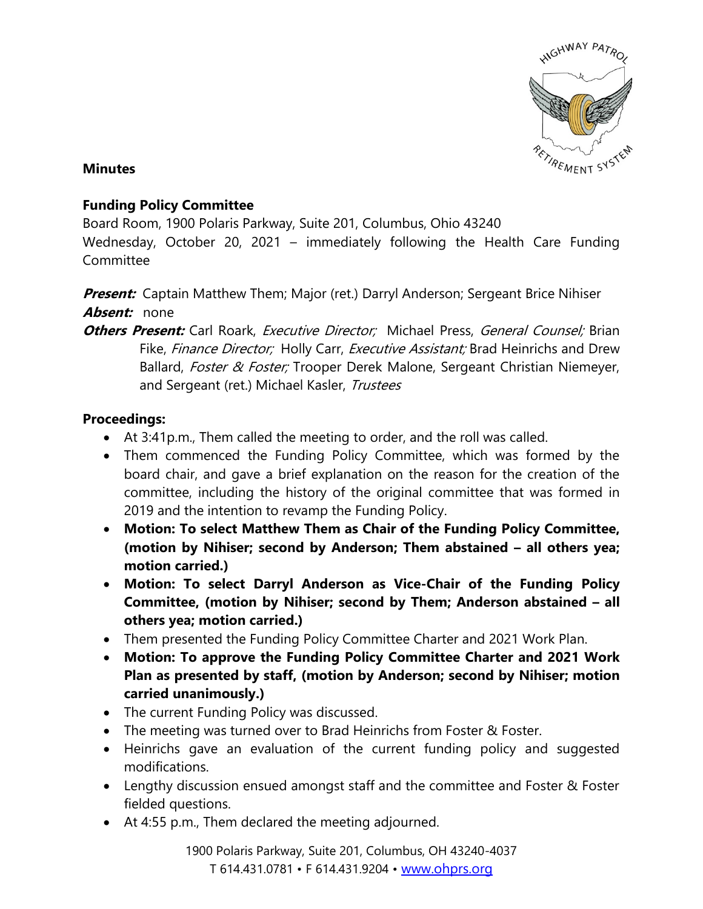**Minutes**

**Funding Policy Committee**
Board Room, 1900 Polaris Parkway, Suite 201, Columbus, Ohio 43240
Wednesday, October 20, 2021 – immediately following the Health Care Funding Committee

***Present:*** Captain Matthew Them; Major (ret.) Darryl Anderson; Sergeant Brice Nihiser
***Absent:*** none
***Others Present:*** Carl Roark, *Executive Director;* Michael Press, *General Counsel;* Brian Fike, *Finance Director;* Holly Carr, *Executive Assistant;* Brad Heinrichs and Drew Ballard, *Foster & Foster;* Trooper Derek Malone, Sergeant Christian Niemeyer, and Sergeant (ret.) Michael Kasler, *Trustees*

**Proceedings:**

- At 3:41p.m., Them called the meeting to order, and the roll was called.
- Them commenced the Funding Policy Committee, which was formed by the board chair, and gave a brief explanation on the reason for the creation of the committee, including the history of the original committee that was formed in 2019 and the intention to revamp the Funding Policy.
- **Motion: To select Matthew Them as Chair of the Funding Policy Committee, (motion by Nihiser; second by Anderson; Them abstained – all others yea; motion carried.)**
- **Motion: To select Darryl Anderson as Vice-Chair of the Funding Policy Committee, (motion by Nihiser; second by Them; Anderson abstained – all others yea; motion carried.)**
- Them presented the Funding Policy Committee Charter and 2021 Work Plan.
- **Motion: To approve the Funding Policy Committee Charter and 2021 Work Plan as presented by staff, (motion by Anderson; second by Nihiser; motion carried unanimously.)**
- The current Funding Policy was discussed.
- The meeting was turned over to Brad Heinrichs from Foster & Foster.
- Heinrichs gave an evaluation of the current funding policy and suggested modifications.
- Lengthy discussion ensued amongst staff and the committee and Foster & Foster fielded questions.
- At 4:55 p.m., Them declared the meeting adjourned.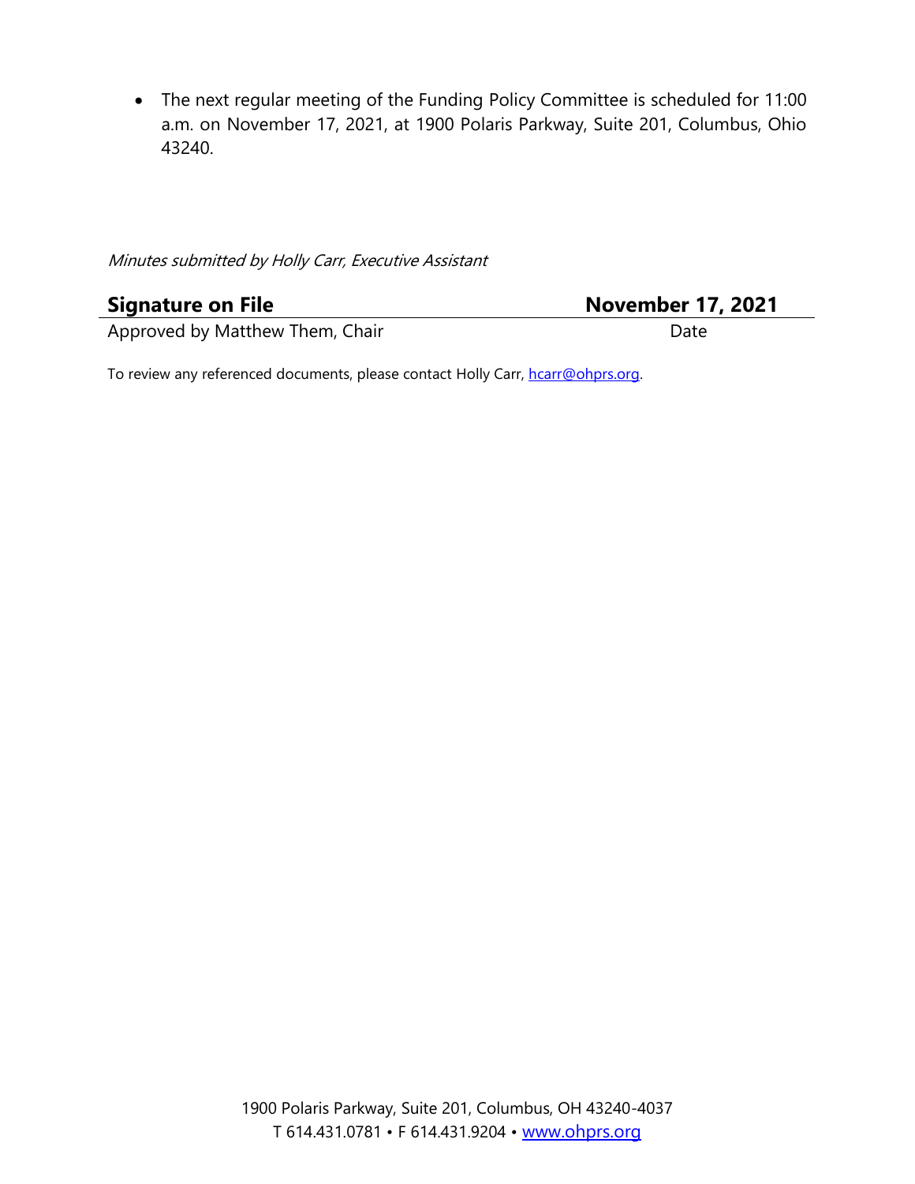- The next regular meeting of the Funding Policy Committee is scheduled for 11:00 a.m. on November 17, 2021, at 1900 Polaris Parkway, Suite 201, Columbus, Ohio 43240.

*Minutes submitted by Holly Carr, Executive Assistant*

| **Signature on File** | **November 17, 2021** |
| --- | --- |
| Approved by Matthew Them, Chair | Date |

To review any referenced documents, please contact Holly Carr, hcarr@ohprs.org.

1900 Polaris Parkway, Suite 201, Columbus, OH 43240-4037
T 614.431.0781 • F 614.431.9204 • www.ohprs.org